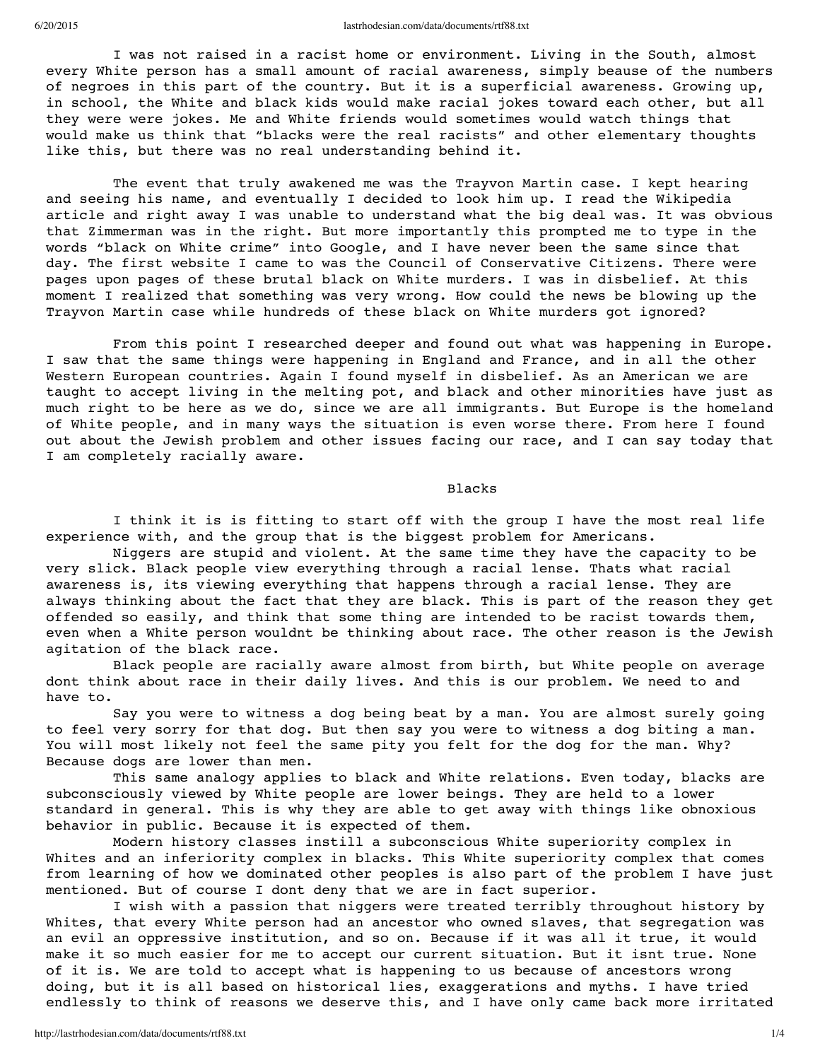I was not raised in a racist home or environment. Living in the South, almost every White person has a small amount of racial awareness, simply beause of the numbers of negroes in this part of the country. But it is a superficial awareness. Growing up, in school, the White and black kids would make racial jokes toward each other, but all they were were jokes. Me and White friends would sometimes would watch things that would make us think that "blacks were the real racists" and other elementary thoughts like this, but there was no real understanding behind it.

The event that truly awakened me was the Trayvon Martin case. I kept hearing and seeing his name, and eventually I decided to look him up. I read the Wikipedia article and right away I was unable to understand what the big deal was. It was obvious that Zimmerman was in the right. But more importantly this prompted me to type in the words "black on White crime" into Google, and I have never been the same since that day. The first website I came to was the Council of Conservative Citizens. There were pages upon pages of these brutal black on White murders. I was in disbelief. At this moment I realized that something was very wrong. How could the news be blowing up the Trayvon Martin case while hundreds of these black on White murders got ignored?

From this point I researched deeper and found out what was happening in Europe. I saw that the same things were happening in England and France, and in all the other Western European countries. Again I found myself in disbelief. As an American we are taught to accept living in the melting pot, and black and other minorities have just as much right to be here as we do, since we are all immigrants. But Europe is the homeland of White people, and in many ways the situation is even worse there. From here I found out about the Jewish problem and other issues facing our race, and I can say today that I am completely racially aware.

## Blacks

I think it is is fitting to start off with the group I have the most real life experience with, and the group that is the biggest problem for Americans.

Niggers are stupid and violent. At the same time they have the capacity to be very slick. Black people view everything through a racial lense. Thats what racial awareness is, its viewing everything that happens through a racial lense. They are always thinking about the fact that they are black. This is part of the reason they get offended so easily, and think that some thing are intended to be racist towards them, even when a White person wouldnt be thinking about race. The other reason is the Jewish agitation of the black race.

Black people are racially aware almost from birth, but White people on average dont think about race in their daily lives. And this is our problem. We need to and have to.

Say you were to witness a dog being beat by a man. You are almost surely going to feel very sorry for that dog. But then say you were to witness a dog biting a man. You will most likely not feel the same pity you felt for the dog for the man. Why? Because dogs are lower than men.

This same analogy applies to black and White relations. Even today, blacks are subconsciously viewed by White people are lower beings. They are held to a lower standard in general. This is why they are able to get away with things like obnoxious behavior in public. Because it is expected of them.

Modern history classes instill a subconscious White superiority complex in Whites and an inferiority complex in blacks. This White superiority complex that comes from learning of how we dominated other peoples is also part of the problem I have just mentioned. But of course I dont deny that we are in fact superior.

I wish with a passion that niggers were treated terribly throughout history by Whites, that every White person had an ancestor who owned slaves, that segregation was an evil an oppressive institution, and so on. Because if it was all it true, it would make it so much easier for me to accept our current situation. But it isnt true. None of it is. We are told to accept what is happening to us because of ancestors wrong doing, but it is all based on historical lies, exaggerations and myths. I have tried endlessly to think of reasons we deserve this, and I have only came back more irritated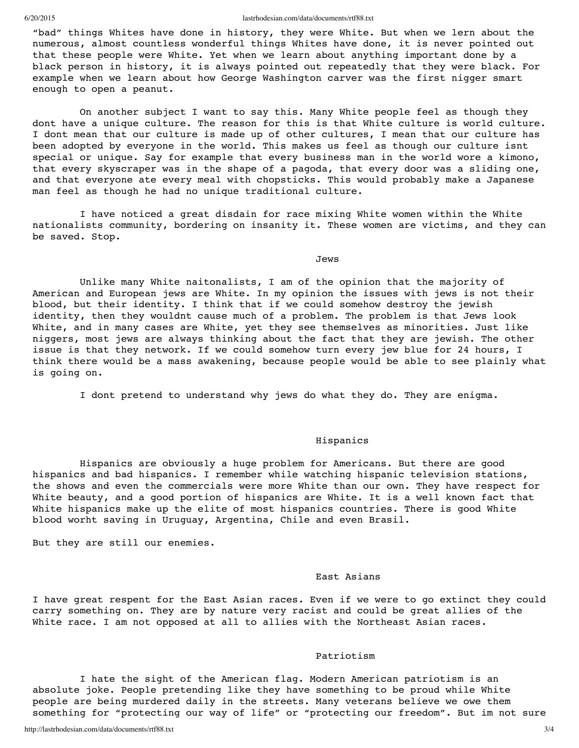"bad" things Whites have done in history, they were White. But when we lern about the numerous, almost countless wonderful things Whites have done, it is never pointed out that these people were White. Yet when we learn about anything important done by a black person in history, it is always pointed out repeatedly that they were black. For example when we learn about how George Washington carver was the first nigger smart enough to open a peanut.

On another subject I want to say this. Many White people feel as though they dont have a unique culture. The reason for this is that White culture is world culture. I dont mean that our culture is made up of other cultures, I mean that our culture has been adopted by everyone in the world. This makes us feel as though our culture isnt special or unique. Say for example that every business man in the world wore a kimono, that every skyscraper was in the shape of a pagoda, that every door was a sliding one, and that everyone ate every meal with chopsticks. This would probably make a Japanese man feel as though he had no unique traditional culture.

I have noticed a great disdain for race mixing White women within the White nationalists community, bordering on insanity it. These women are victims, and they can be saved. Stop.

## Jews

Unlike many White naitonalists, I am of the opinion that the majority of American and European jews are White. In my opinion the issues with jews is not their blood, but their identity. I think that if we could somehow destroy the jewish identity, then they wouldnt cause much of a problem. The problem is that Jews look White, and in many cases are White, yet they see themselves as minorities. Just like niggers, most jews are always thinking about the fact that they are jewish. The other issue is that they network. If we could somehow turn every jew blue for 24 hours, I think there would be a mass awakening, because people would be able to see plainly what is going on.

I dont pretend to understand why jews do what they do. They are enigma.

## Hispanics

Hispanics are obviously a huge problem for Americans. But there are good hispanics and bad hispanics. I remember while watching hispanic television stations, the shows and even the commercials were more White than our own. They have respect for White beauty, and a good portion of hispanics are White. It is a well known fact that White hispanics make up the elite of most hispanics countries. There is good White blood worht saving in Uruguay, Argentina, Chile and even Brasil.

But they are still our enemies.

## East Asians

I have great respent for the East Asian races. Even if we were to go extinct they could carry something on. They are by nature very racist and could be great allies of the White race. I am not opposed at all to allies with the Northeast Asian races.

## Patriotism

I hate the sight of the American flag. Modern American patriotism is an absolute joke. People pretending like they have something to be proud while White people are being murdered daily in the streets. Many veterans believe we owe them something for "protecting our way of life" or "protecting our freedom". But im not sure